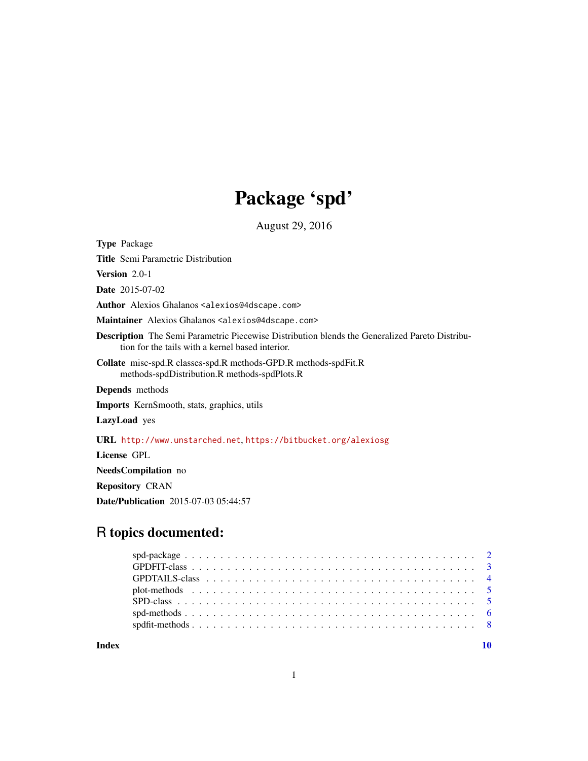# Package 'spd'

August 29, 2016

**Type** Package

**Title** Semi Parametric Distribution

**Version** 2.0-1

**Date** 2015-07-02

**Author** Alexios Ghalanos <alexios@4dscape.com>

**Maintainer** Alexios Ghalanos <alexios@4dscape.com>

**Description** The Semi Parametric Piecewise Distribution blends the Generalized Pareto Distribution for the tails with a kernel based interior.

**Collate** misc-spd.R classes-spd.R methods-GPD.R methods-spdFit.R methods-spdDistribution.R methods-spdPlots.R

**Depends** methods

**Imports** KernSmooth, stats, graphics, utils

**LazyLoad** yes

**URL** http://www.unstarched.net, https://bitbucket.org/alexiosg

**License** GPL

**NeedsCompilation** no

**Repository** CRAN

**Date/Publication** 2015-07-03 05:44:57

## R topics documented:

- spd-package . . . . . . . . . . 2
- GPDFIT-class . . . . . . . . . . 3
- GPDTAILS-class . . . . . . . . . . 4
- plot-methods . . . . . . . . . . 5
- SPD-class . . . . . . . . . . 5
- spd-methods . . . . . . . . . . 6
- spdfit-methods . . . . . . . . . . 8

**Index** 10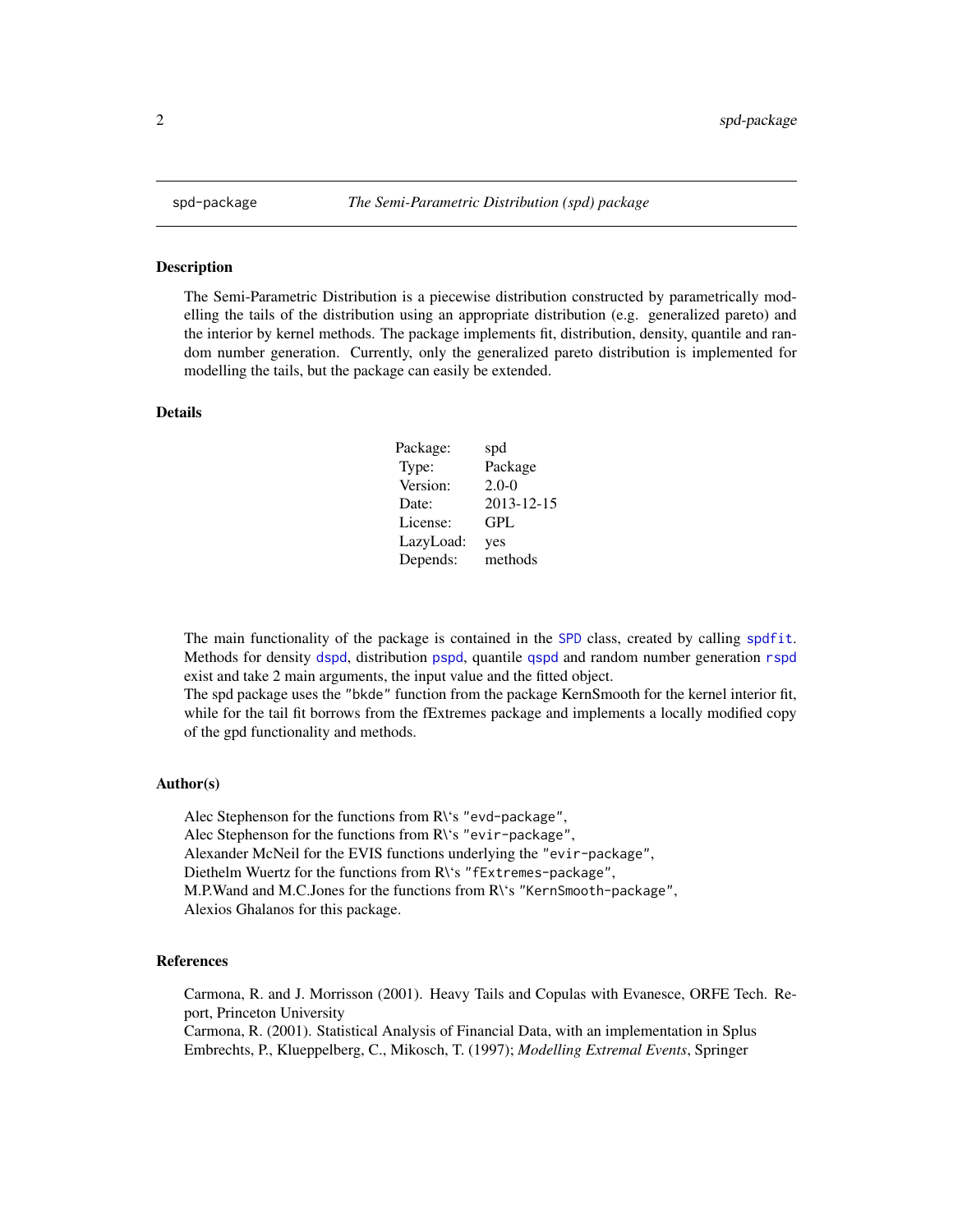spd-package *The Semi-Parametric Distribution (spd) package*

### Description

The Semi-Parametric Distribution is a piecewise distribution constructed by parametrically modelling the tails of the distribution using an appropriate distribution (e.g. generalized pareto) and the interior by kernel methods. The package implements fit, distribution, density, quantile and random number generation. Currently, only the generalized pareto distribution is implemented for modelling the tails, but the package can easily be extended.

### Details

| | |
|---|---|
| Package: | spd |
| Type: | Package |
| Version: | 2.0-0 |
| Date: | 2013-12-15 |
| License: | GPL |
| LazyLoad: | yes |
| Depends: | methods |

The main functionality of the package is contained in the `SPD` class, created by calling `spdfit`. Methods for density `dspd`, distribution `pspd`, quantile `qspd` and random number generation `rspd` exist and take 2 main arguments, the input value and the fitted object.
The spd package uses the `"bkde"` function from the package KernSmooth for the kernel interior fit, while for the tail fit borrows from the fExtremes package and implements a locally modified copy of the gpd functionality and methods.

### Author(s)

Alec Stephenson for the functions from R\'s `"evd-package"`,
Alec Stephenson for the functions from R\'s `"evir-package"`,
Alexander McNeil for the EVIS functions underlying the `"evir-package"`,
Diethelm Wuertz for the functions from R\'s `"fExtremes-package"`,
M.P.Wand and M.C.Jones for the functions from R\'s `"KernSmooth-package"`,
Alexios Ghalanos for this package.

### References

Carmona, R. and J. Morrisson (2001). Heavy Tails and Copulas with Evanesce, ORFE Tech. Report, Princeton University
Carmona, R. (2001). Statistical Analysis of Financial Data, with an implementation in Splus
Embrechts, P., Klueppelberg, C., Mikosch, T. (1997); *Modelling Extremal Events*, Springer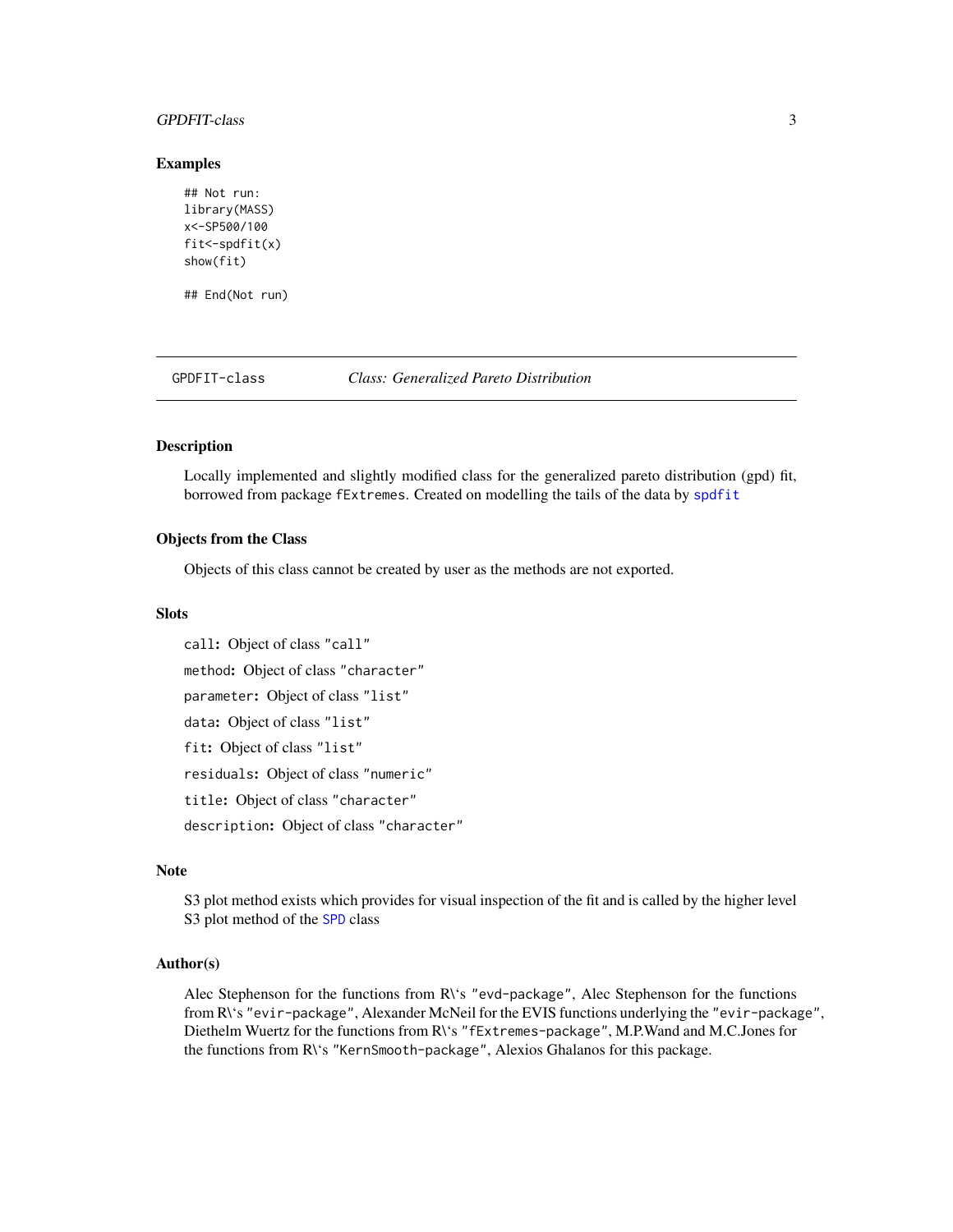### Examples

```
## Not run:
library(MASS)
x<-SP500/100
fit<-spdfit(x)
show(fit)

## End(Not run)
```

## GPDFIT-class *Class: Generalized Pareto Distribution*

### Description

Locally implemented and slightly modified class for the generalized pareto distribution (gpd) fit, borrowed from package fExtremes. Created on modelling the tails of the data by spdfit

### Objects from the Class

Objects of this class cannot be created by user as the methods are not exported.

### Slots

`call`: Object of class "call"

`method`: Object of class "character"

`parameter`: Object of class "list"

`data`: Object of class "list"

`fit`: Object of class "list"

`residuals`: Object of class "numeric"

`title`: Object of class "character"

`description`: Object of class "character"

### Note

S3 plot method exists which provides for visual inspection of the fit and is called by the higher level S3 plot method of the SPD class

### Author(s)

Alec Stephenson for the functions from R\'s "evd-package", Alec Stephenson for the functions from R\'s "evir-package", Alexander McNeil for the EVIS functions underlying the "evir-package", Diethelm Wuertz for the functions from R\'s "fExtremes-package", M.P.Wand and M.C.Jones for the functions from R\'s "KernSmooth-package", Alexios Ghalanos for this package.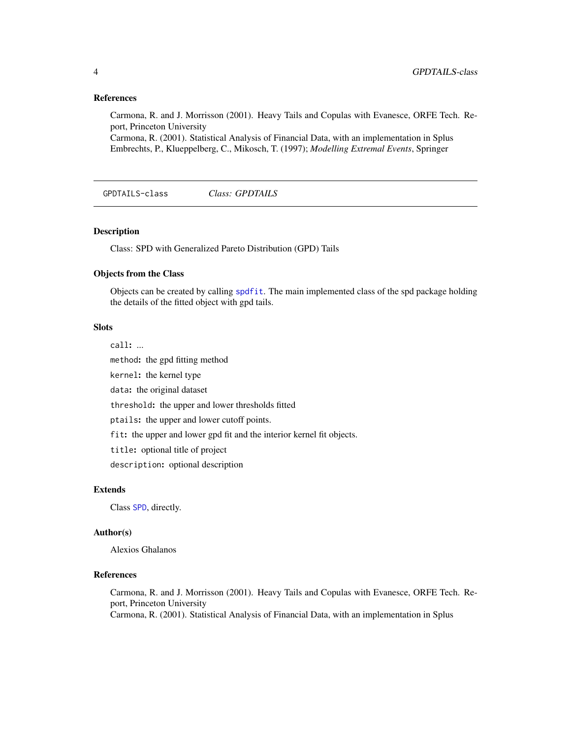### References

Carmona, R. and J. Morrisson (2001). Heavy Tails and Copulas with Evanesce, ORFE Tech. Report, Princeton University
Carmona, R. (2001). Statistical Analysis of Financial Data, with an implementation in Splus
Embrechts, P., Klueppelberg, C., Mikosch, T. (1997); *Modelling Extremal Events*, Springer

---

## GPDTAILS-class — *Class: GPDTAILS*

### Description

Class: SPD with Generalized Pareto Distribution (GPD) Tails

### Objects from the Class

Objects can be created by calling `spdfit`. The main implemented class of the spd package holding the details of the fitted object with gpd tails.

### Slots

`call`: ...

`method`: the gpd fitting method

`kernel`: the kernel type

`data`: the original dataset

`threshold`: the upper and lower thresholds fitted

`ptails`: the upper and lower cutoff points.

`fit`: the upper and lower gpd fit and the interior kernel fit objects.

`title`: optional title of project

`description`: optional description

### Extends

Class `SPD`, directly.

### Author(s)

Alexios Ghalanos

### References

Carmona, R. and J. Morrisson (2001). Heavy Tails and Copulas with Evanesce, ORFE Tech. Report, Princeton University
Carmona, R. (2001). Statistical Analysis of Financial Data, with an implementation in Splus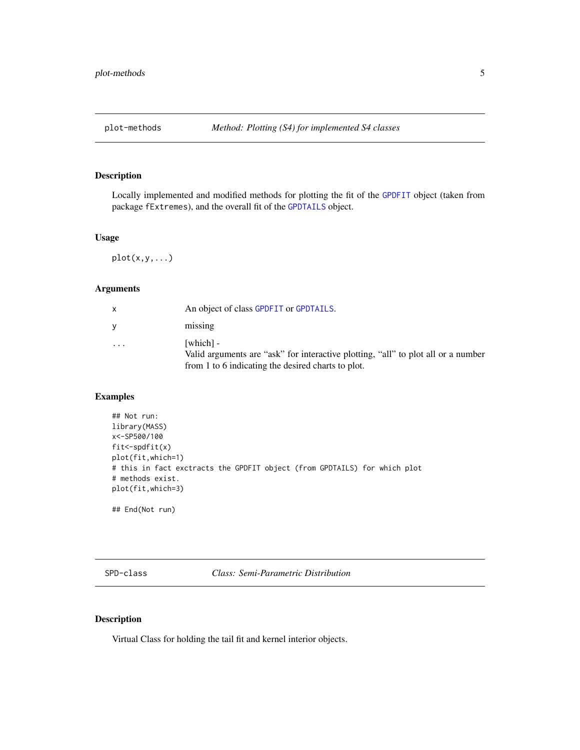## plot-methods — *Method: Plotting (S4) for implemented S4 classes*

### Description

Locally implemented and modified methods for plotting the fit of the GPDFIT object (taken from package fExtremes), and the overall fit of the GPDTAILS object.

### Usage

```
plot(x,y,...)
```

### Arguments

| | |
|---|---|
| x | An object of class GPDFIT or GPDTAILS. |
| y | missing |
| ... | [which] - <br> Valid arguments are "ask" for interactive plotting, "all" to plot all or a number from 1 to 6 indicating the desired charts to plot. |

### Examples

```
## Not run:
library(MASS)
x<-SP500/100
fit<-spdfit(x)
plot(fit,which=1)
# this in fact exctracts the GPDFIT object (from GPDTAILS) for which plot
# methods exist.
plot(fit,which=3)

## End(Not run)
```

## SPD-class — *Class: Semi-Parametric Distribution*

### Description

Virtual Class for holding the tail fit and kernel interior objects.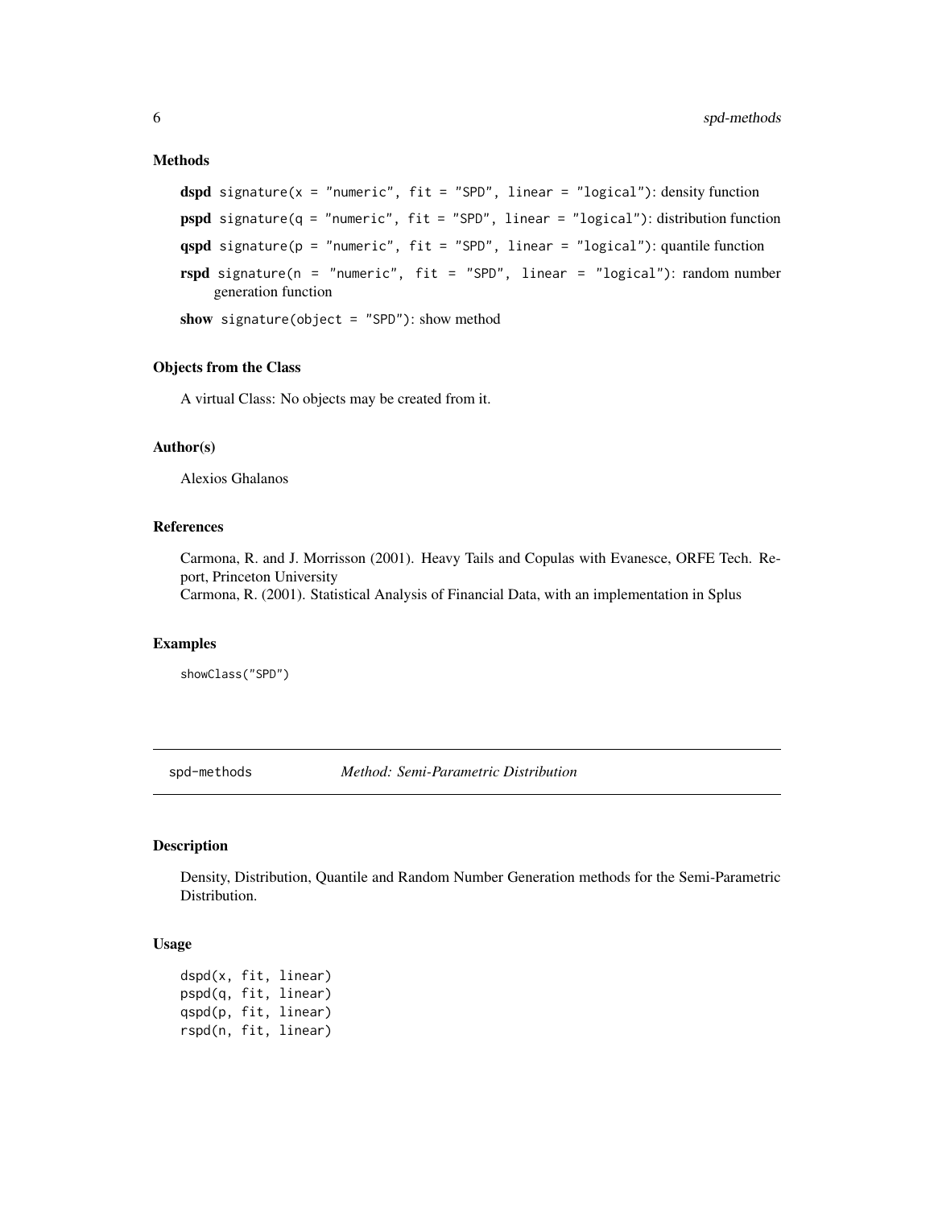### Methods

**dspd** `signature(x = "numeric", fit = "SPD", linear = "logical")`: density function

**pspd** `signature(q = "numeric", fit = "SPD", linear = "logical")`: distribution function

**qspd** `signature(p = "numeric", fit = "SPD", linear = "logical")`: quantile function

**rspd** `signature(n = "numeric", fit = "SPD", linear = "logical")`: random number generation function

**show** `signature(object = "SPD")`: show method

### Objects from the Class

A virtual Class: No objects may be created from it.

### Author(s)

Alexios Ghalanos

### References

Carmona, R. and J. Morrisson (2001). Heavy Tails and Copulas with Evanesce, ORFE Tech. Report, Princeton University
Carmona, R. (2001). Statistical Analysis of Financial Data, with an implementation in Splus

### Examples

```
showClass("SPD")
```

---

## spd-methods *Method: Semi-Parametric Distribution*

### Description

Density, Distribution, Quantile and Random Number Generation methods for the Semi-Parametric Distribution.

### Usage

```
dspd(x, fit, linear)
pspd(q, fit, linear)
qspd(p, fit, linear)
rspd(n, fit, linear)
```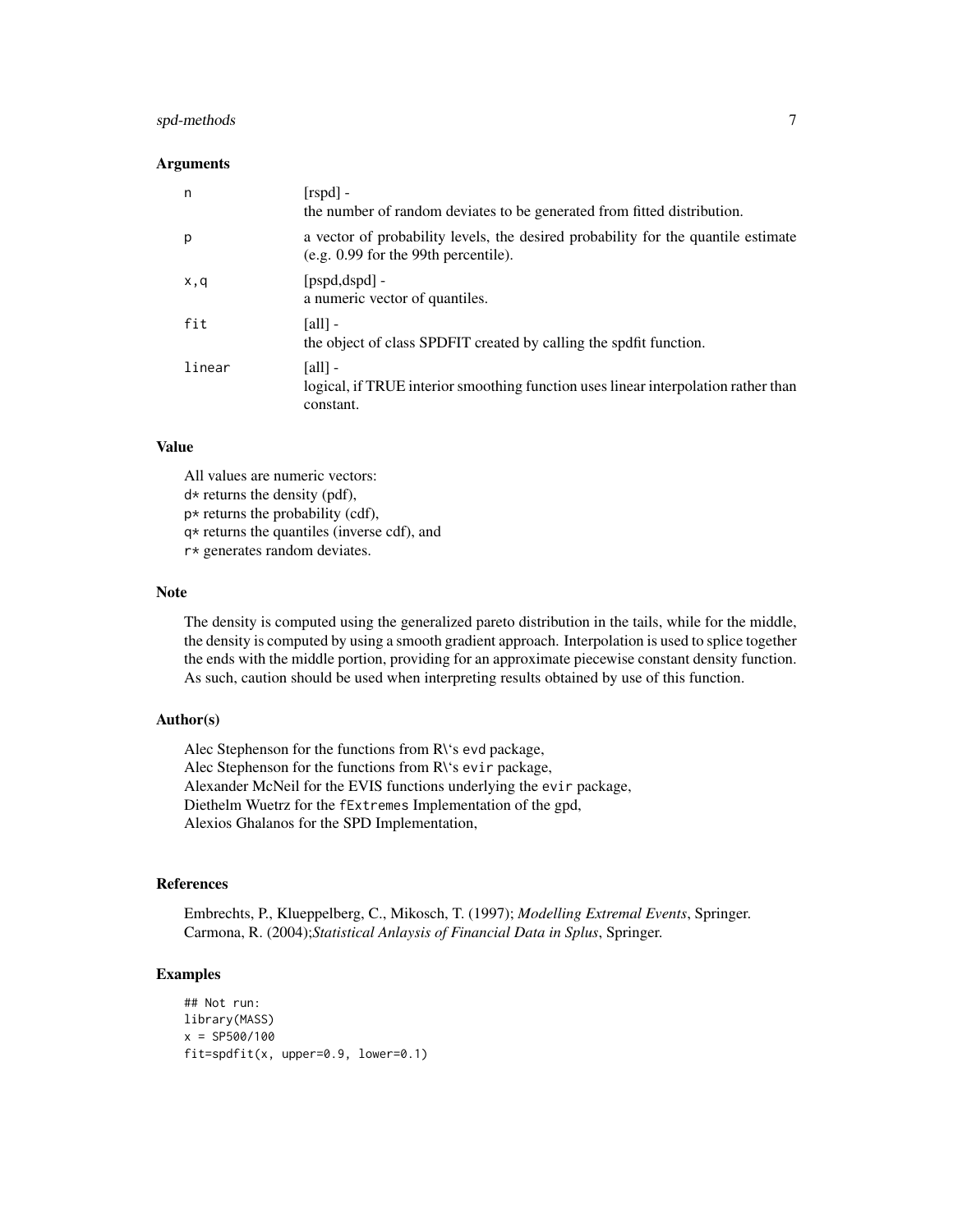### Arguments

| | |
|---|---|
| `n` | [rspd] - the number of random deviates to be generated from fitted distribution. |
| `p` | a vector of probability levels, the desired probability for the quantile estimate (e.g. 0.99 for the 99th percentile). |
| `x,q` | [pspd,dspd] - a numeric vector of quantiles. |
| `fit` | [all] - the object of class SPDFIT created by calling the spdfit function. |
| `linear` | [all] - logical, if TRUE interior smoothing function uses linear interpolation rather than constant. |

### Value

All values are numeric vectors:
`d*` returns the density (pdf),
`p*` returns the probability (cdf),
`q*` returns the quantiles (inverse cdf), and
`r*` generates random deviates.

### Note

The density is computed using the generalized pareto distribution in the tails, while for the middle, the density is computed by using a smooth gradient approach. Interpolation is used to splice together the ends with the middle portion, providing for an approximate piecewise constant density function. As such, caution should be used when interpreting results obtained by use of this function.

### Author(s)

Alec Stephenson for the functions from R\'s `evd` package,
Alec Stephenson for the functions from R\'s `evir` package,
Alexander McNeil for the EVIS functions underlying the `evir` package,
Diethelm Wuetrz for the `fExtremes` Implementation of the gpd,
Alexios Ghalanos for the SPD Implementation,

### References

Embrechts, P., Klueppelberg, C., Mikosch, T. (1997); *Modelling Extremal Events*, Springer.
Carmona, R. (2004);*Statistical Anlaysis of Financial Data in Splus*, Springer.

### Examples

```
## Not run:
library(MASS)
x = SP500/100
fit=spdfit(x, upper=0.9, lower=0.1)
```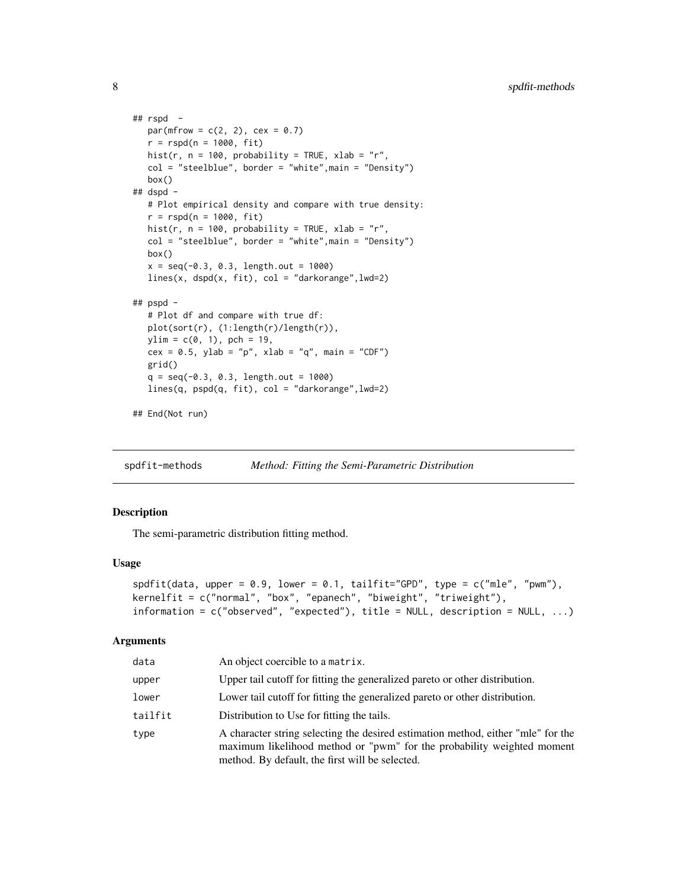```
## rspd  -
   par(mfrow = c(2, 2), cex = 0.7)
   r = rspd(n = 1000, fit)
   hist(r, n = 100, probability = TRUE, xlab = "r",
   col = "steelblue", border = "white",main = "Density")
   box()
## dspd -
   # Plot empirical density and compare with true density:
   r = rspd(n = 1000, fit)
   hist(r, n = 100, probability = TRUE, xlab = "r",
   col = "steelblue", border = "white",main = "Density")
   box()
   x = seq(-0.3, 0.3, length.out = 1000)
   lines(x, dspd(x, fit), col = "darkorange",lwd=2)

## pspd -
   # Plot df and compare with true df:
   plot(sort(r), (1:length(r)/length(r)),
   ylim = c(0, 1), pch = 19,
   cex = 0.5, ylab = "p", xlab = "q", main = "CDF")
   grid()
   q = seq(-0.3, 0.3, length.out = 1000)
   lines(q, pspd(q, fit), col = "darkorange",lwd=2)

## End(Not run)
```

## spdfit-methods *Method: Fitting the Semi-Parametric Distribution*

### Description

The semi-parametric distribution fitting method.

### Usage

```
spdfit(data, upper = 0.9, lower = 0.1, tailfit="GPD", type = c("mle", "pwm"),
kernelfit = c("normal", "box", "epanech", "biweight", "triweight"),
information = c("observed", "expected"), title = NULL, description = NULL, ...)
```

### Arguments

| | |
|---|---|
| data | An object coercible to a matrix. |
| upper | Upper tail cutoff for fitting the generalized pareto or other distribution. |
| lower | Lower tail cutoff for fitting the generalized pareto or other distribution. |
| tailfit | Distribution to Use for fitting the tails. |
| type | A character string selecting the desired estimation method, either "mle" for the maximum likelihood method or "pwm" for the probability weighted moment method. By default, the first will be selected. |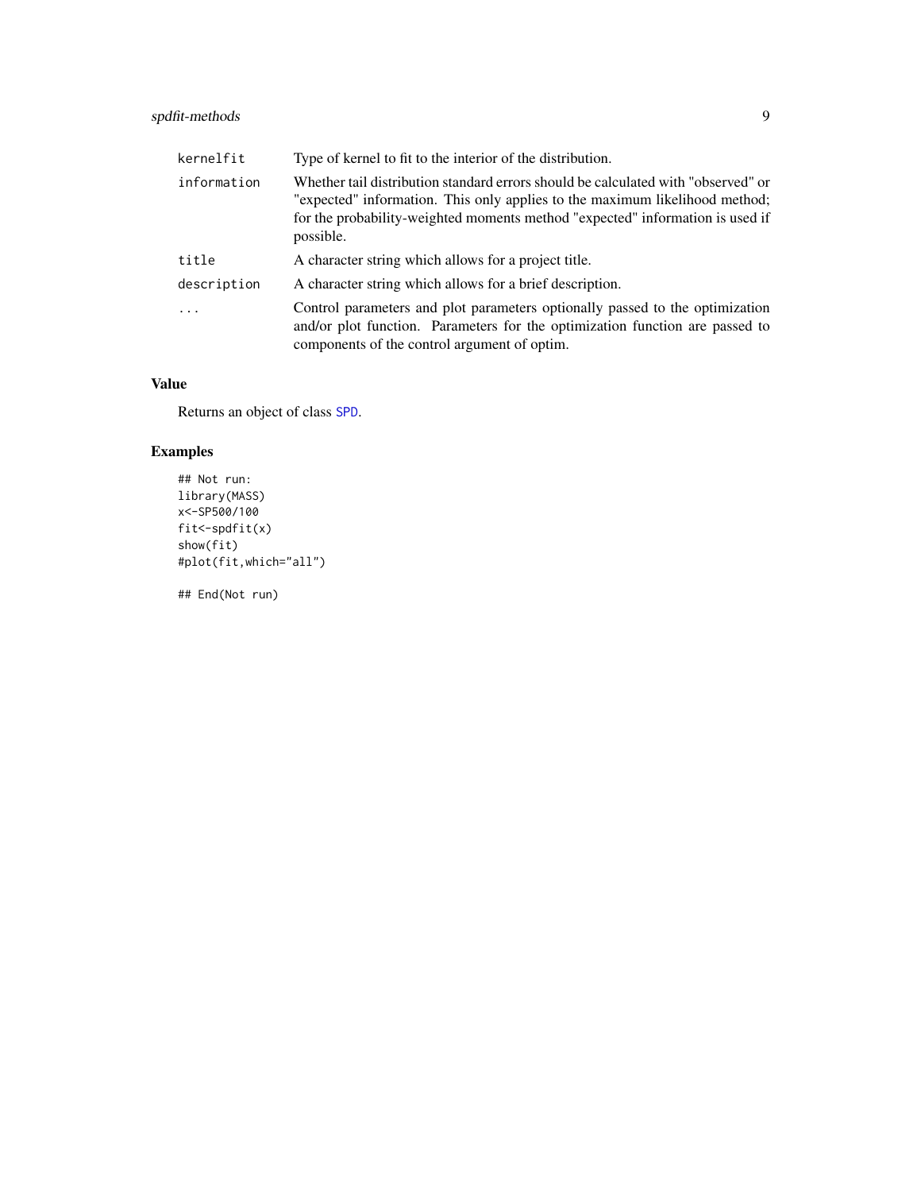| | |
|---|---|
| kernelfit | Type of kernel to fit to the interior of the distribution. |
| information | Whether tail distribution standard errors should be calculated with "observed" or "expected" information. This only applies to the maximum likelihood method; for the probability-weighted moments method "expected" information is used if possible. |
| title | A character string which allows for a project title. |
| description | A character string which allows for a brief description. |
| ... | Control parameters and plot parameters optionally passed to the optimization and/or plot function. Parameters for the optimization function are passed to components of the control argument of optim. |

## Value

Returns an object of class SPD.

## Examples

```
## Not run:
library(MASS)
x<-SP500/100
fit<-spdfit(x)
show(fit)
#plot(fit,which="all")

## End(Not run)
```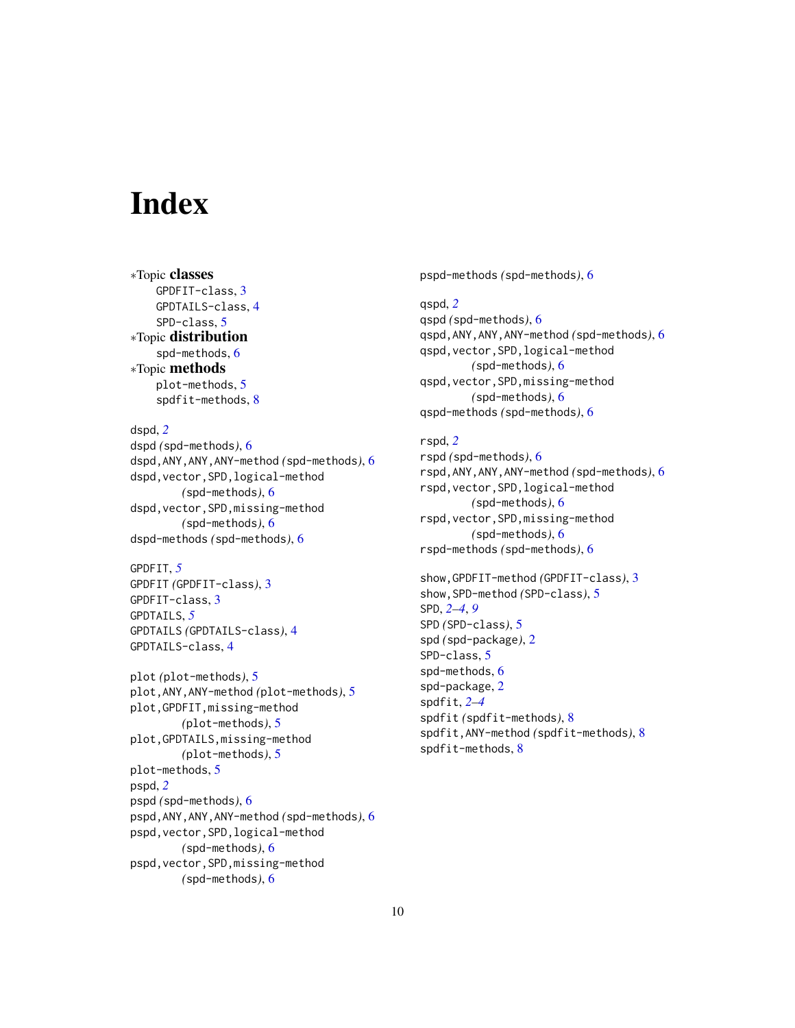# Index

*Topic **classes**
- GPDFIT-class, 3
- GPDTAILS-class, 4
- SPD-class, 5

*Topic **distribution**
- spd-methods, 6

*Topic **methods**
- plot-methods, 5
- spdfit-methods, 8

dspd, *2*
dspd *(*spd-methods*)*, 6
dspd,ANY,ANY,ANY-method *(*spd-methods*)*, 6
dspd,vector,SPD,logical-method *(*spd-methods*)*, 6
dspd,vector,SPD,missing-method *(*spd-methods*)*, 6
dspd-methods *(*spd-methods*)*, 6

GPDFIT, *5*
GPDFIT *(*GPDFIT-class*)*, 3
GPDFIT-class, 3
GPDTAILS, *5*
GPDTAILS *(*GPDTAILS-class*)*, 4
GPDTAILS-class, 4

plot *(*plot-methods*)*, 5
plot,ANY,ANY-method *(*plot-methods*)*, 5
plot,GPDFIT,missing-method *(*plot-methods*)*, 5
plot,GPDTAILS,missing-method *(*plot-methods*)*, 5
plot-methods, 5
pspd, *2*
pspd *(*spd-methods*)*, 6
pspd,ANY,ANY,ANY-method *(*spd-methods*)*, 6
pspd,vector,SPD,logical-method *(*spd-methods*)*, 6
pspd,vector,SPD,missing-method *(*spd-methods*)*, 6
pspd-methods *(*spd-methods*)*, 6

qspd, *2*
qspd *(*spd-methods*)*, 6
qspd,ANY,ANY,ANY-method *(*spd-methods*)*, 6
qspd,vector,SPD,logical-method *(*spd-methods*)*, 6
qspd,vector,SPD,missing-method *(*spd-methods*)*, 6
qspd-methods *(*spd-methods*)*, 6

rspd, *2*
rspd *(*spd-methods*)*, 6
rspd,ANY,ANY,ANY-method *(*spd-methods*)*, 6
rspd,vector,SPD,logical-method *(*spd-methods*)*, 6
rspd,vector,SPD,missing-method *(*spd-methods*)*, 6
rspd-methods *(*spd-methods*)*, 6

show,GPDFIT-method *(*GPDFIT-class*)*, 3
show,SPD-method *(*SPD-class*)*, 5
SPD, *2–4*, *9*
SPD *(*SPD-class*)*, 5
spd *(*spd-package*)*, 2
SPD-class, 5
spd-methods, 6
spd-package, 2
spdfit, *2–4*
spdfit *(*spdfit-methods*)*, 8
spdfit,ANY-method *(*spdfit-methods*)*, 8
spdfit-methods, 8